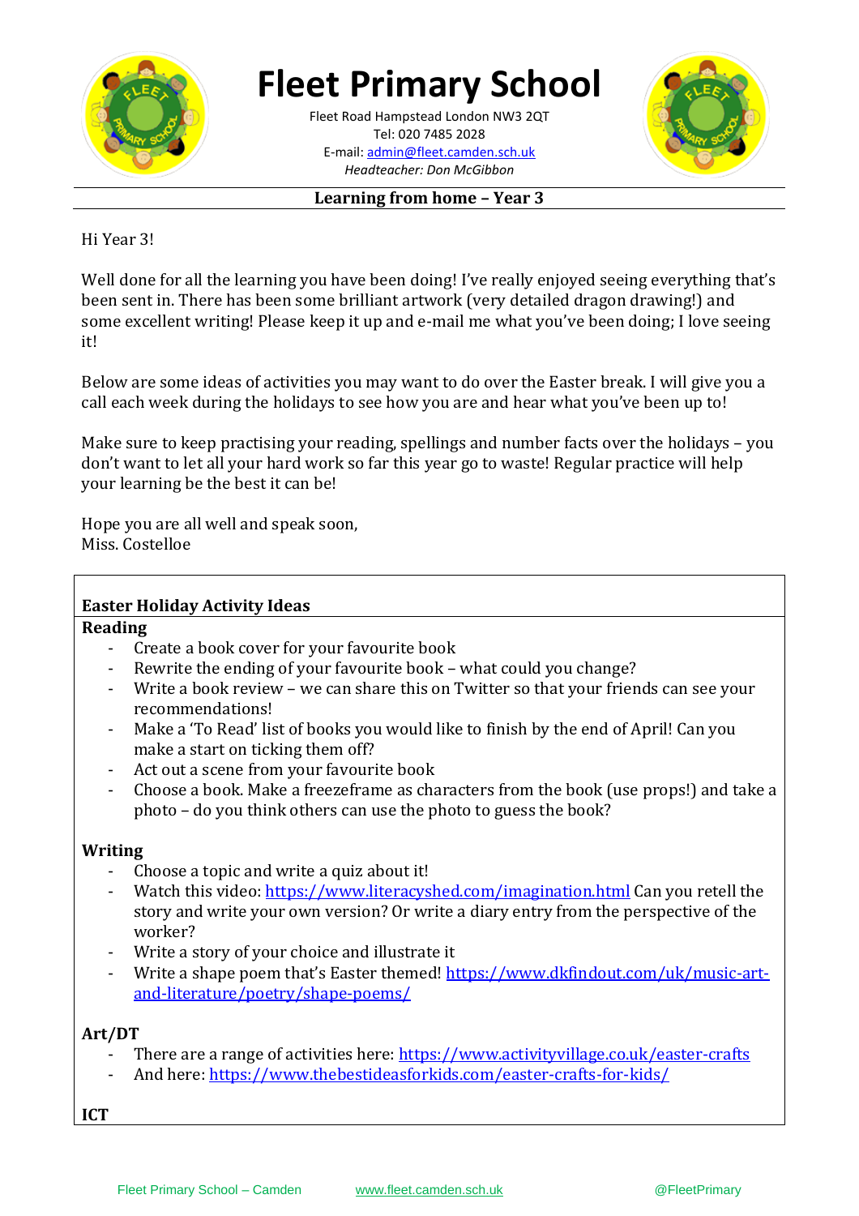# Fleet Primary School

Fleet Road Hampstead London NW3 2QT
Tel: 020 7485 2028
E-mail: admin@fleet.camden.sch.uk
*Headteacher: Don McGibbon*

**Learning from home – Year 3**

Hi Year 3!

Well done for all the learning you have been doing! I've really enjoyed seeing everything that's been sent in. There has been some brilliant artwork (very detailed dragon drawing!) and some excellent writing! Please keep it up and e-mail me what you've been doing; I love seeing it!

Below are some ideas of activities you may want to do over the Easter break. I will give you a call each week during the holidays to see how you are and hear what you've been up to!

Make sure to keep practising your reading, spellings and number facts over the holidays – you don't want to let all your hard work so far this year go to waste! Regular practice will help your learning be the best it can be!

Hope you are all well and speak soon,
Miss. Costelloe

## Easter Holiday Activity Ideas

**Reading**

- Create a book cover for your favourite book
- Rewrite the ending of your favourite book – what could you change?
- Write a book review – we can share this on Twitter so that your friends can see your recommendations!
- Make a 'To Read' list of books you would like to finish by the end of April! Can you make a start on ticking them off?
- Act out a scene from your favourite book
- Choose a book. Make a freezeframe as characters from the book (use props!) and take a photo – do you think others can use the photo to guess the book?

**Writing**

- Choose a topic and write a quiz about it!
- Watch this video: https://www.literacyshed.com/imagination.html Can you retell the story and write your own version? Or write a diary entry from the perspective of the worker?
- Write a story of your choice and illustrate it
- Write a shape poem that's Easter themed! https://www.dkfindout.com/uk/music-art-and-literature/poetry/shape-poems/

**Art/DT**

- There are a range of activities here: https://www.activityvillage.co.uk/easter-crafts
- And here: https://www.thebestideasforkids.com/easter-crafts-for-kids/

**ICT**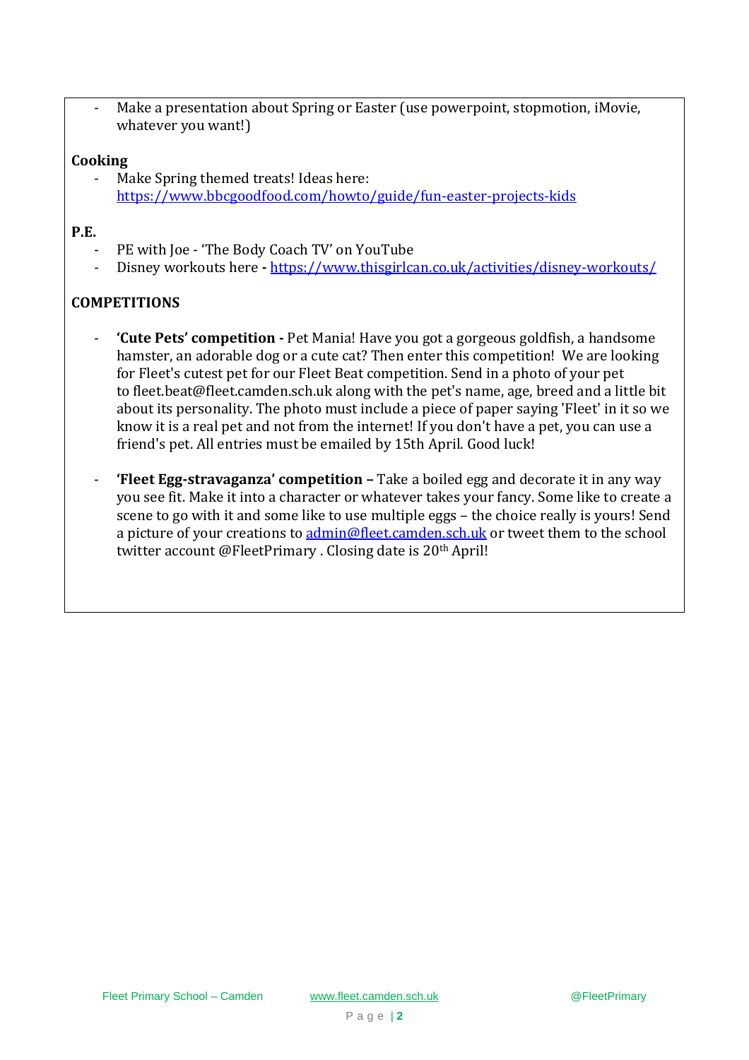- Make a presentation about Spring or Easter (use powerpoint, stopmotion, iMovie, whatever you want!)

**Cooking**

- Make Spring themed treats! Ideas here: https://www.bbcgoodfood.com/howto/guide/fun-easter-projects-kids

**P.E.**

- PE with Joe - 'The Body Coach TV' on YouTube
- Disney workouts here **-** https://www.thisgirlcan.co.uk/activities/disney-workouts/

**COMPETITIONS**

- **'Cute Pets' competition -** Pet Mania! Have you got a gorgeous goldfish, a handsome hamster, an adorable dog or a cute cat? Then enter this competition! We are looking for Fleet's cutest pet for our Fleet Beat competition. Send in a photo of your pet to fleet.beat@fleet.camden.sch.uk along with the pet's name, age, breed and a little bit about its personality. The photo must include a piece of paper saying 'Fleet' in it so we know it is a real pet and not from the internet! If you don't have a pet, you can use a friend's pet. All entries must be emailed by 15th April. Good luck!

- **'Fleet Egg-stravaganza' competition –** Take a boiled egg and decorate it in any way you see fit. Make it into a character or whatever takes your fancy. Some like to create a scene to go with it and some like to use multiple eggs – the choice really is yours! Send a picture of your creations to admin@fleet.camden.sch.uk or tweet them to the school twitter account @FleetPrimary . Closing date is 20th April!